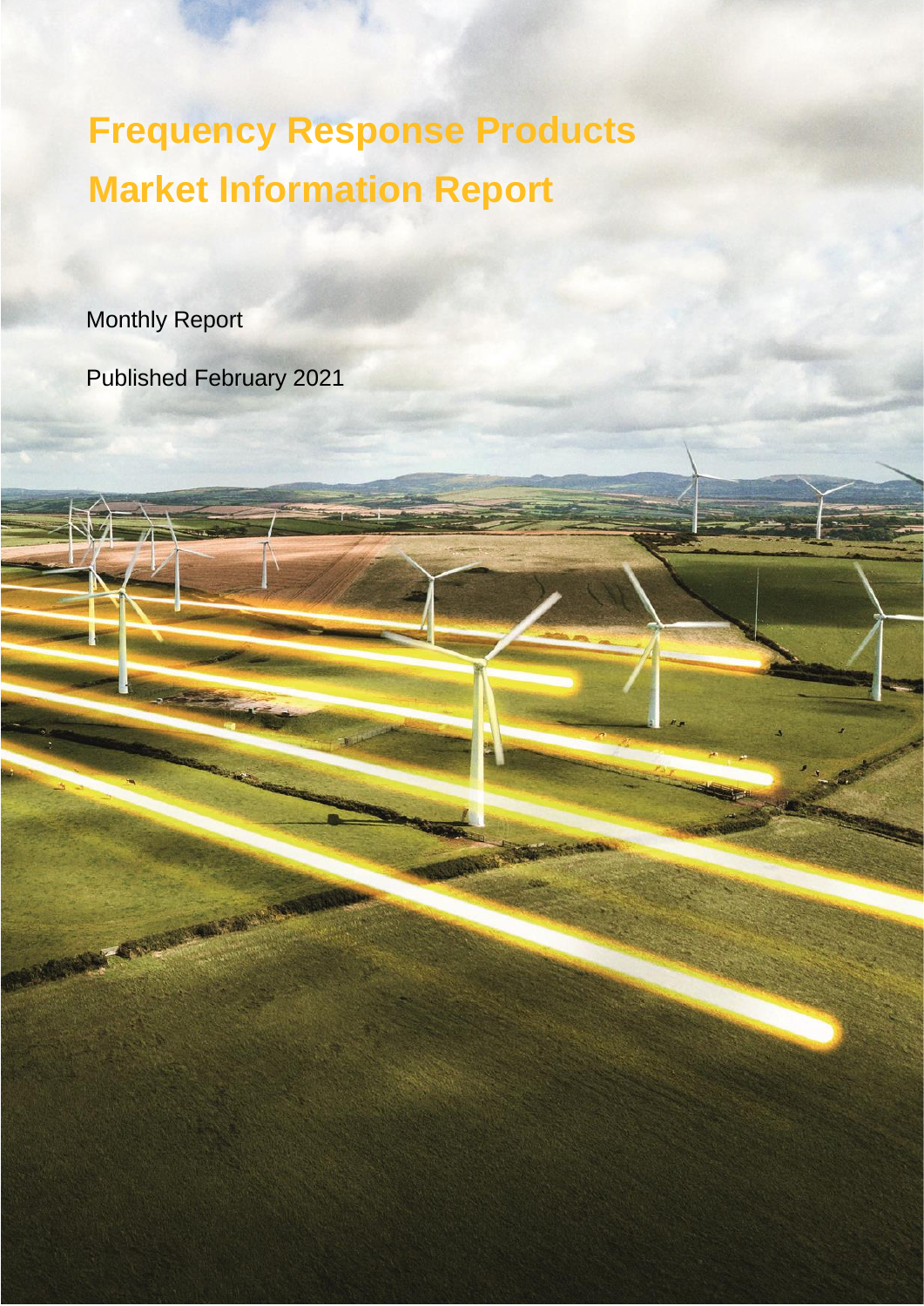# Frequency Response Products Market Information Report

Monthly Report

Published February 2021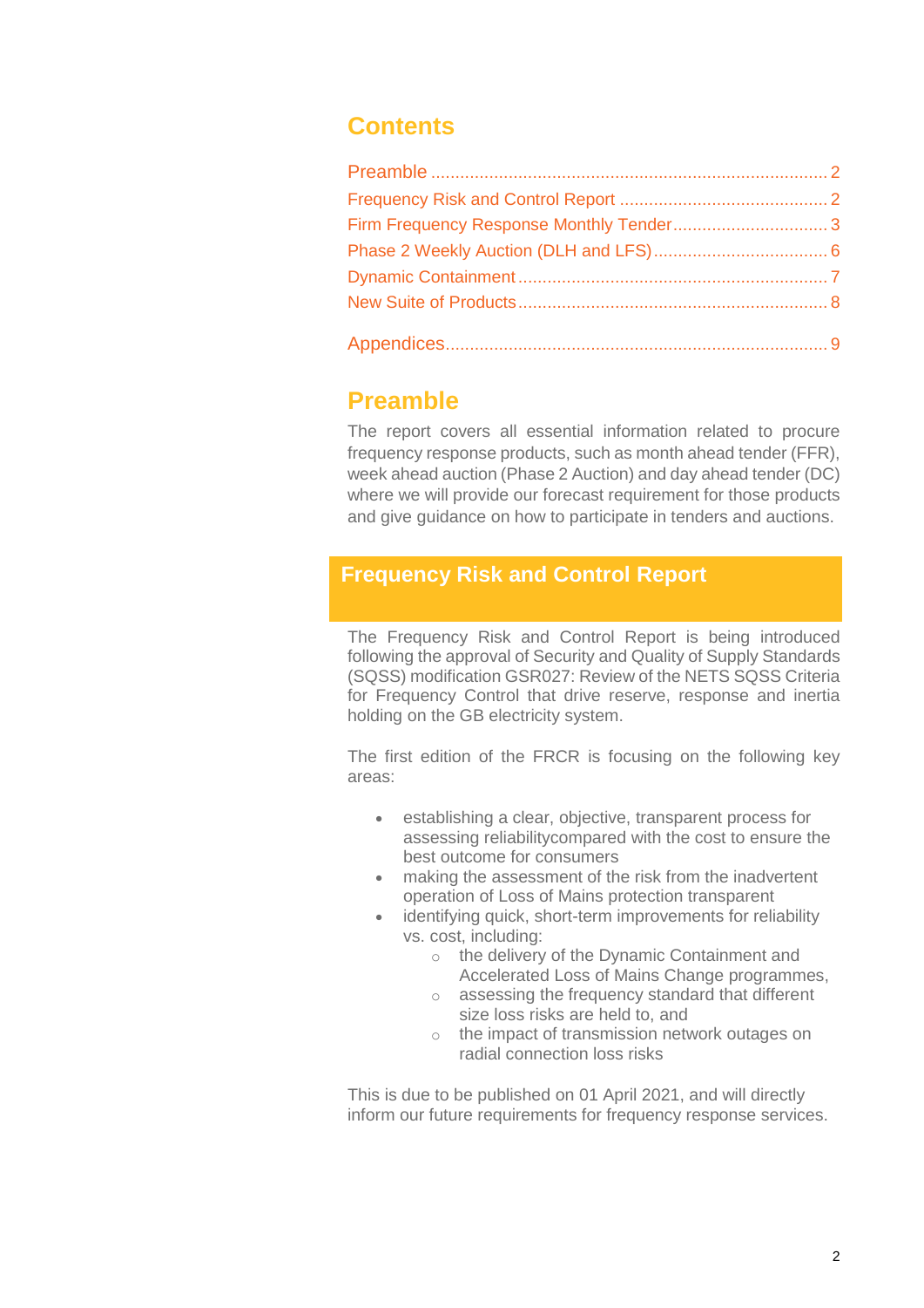## Contents

Preamble ..... 2
Frequency Risk and Control Report ..... 2
Firm Frequency Response Monthly Tender ..... 3
Phase 2 Weekly Auction (DLH and LFS) ..... 6
Dynamic Containment ..... 7
New Suite of Products ..... 8

Appendices ..... 9

## Preamble

The report covers all essential information related to procure frequency response products, such as month ahead tender (FFR), week ahead auction (Phase 2 Auction) and day ahead tender (DC) where we will provide our forecast requirement for those products and give guidance on how to participate in tenders and auctions.

## Frequency Risk and Control Report

The Frequency Risk and Control Report is being introduced following the approval of Security and Quality of Supply Standards (SQSS) modification GSR027: Review of the NETS SQSS Criteria for Frequency Control that drive reserve, response and inertia holding on the GB electricity system.

The first edition of the FRCR is focusing on the following key areas:

- establishing a clear, objective, transparent process for assessing reliabilitycompared with the cost to ensure the best outcome for consumers
- making the assessment of the risk from the inadvertent operation of Loss of Mains protection transparent
- identifying quick, short-term improvements for reliability vs. cost, including:
  - the delivery of the Dynamic Containment and Accelerated Loss of Mains Change programmes,
  - assessing the frequency standard that different size loss risks are held to, and
  - the impact of transmission network outages on radial connection loss risks

This is due to be published on 01 April 2021, and will directly inform our future requirements for frequency response services.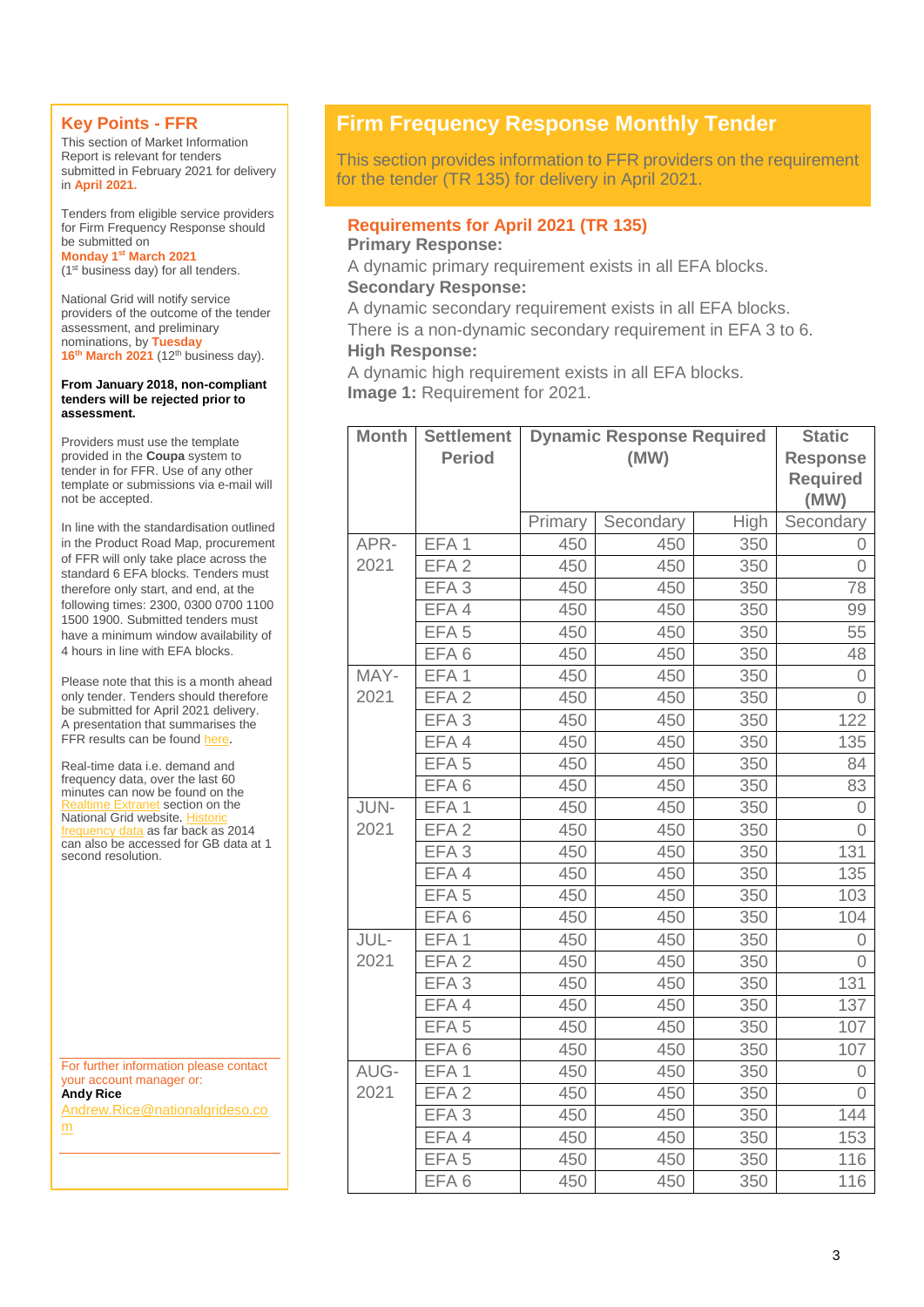## Key Points - FFR

This section of Market Information Report is relevant for tenders submitted in February 2021 for delivery in **April 2021.**

Tenders from eligible service providers for Firm Frequency Response should be submitted on **Monday 1st March 2021** (1st business day) for all tenders.

National Grid will notify service providers of the outcome of the tender assessment, and preliminary nominations, by **Tuesday 16th March 2021** (12th business day).

**From January 2018, non-compliant tenders will be rejected prior to assessment.**

Providers must use the template provided in the **Coupa** system to tender in for FFR. Use of any other template or submissions via e-mail will not be accepted.

In line with the standardisation outlined in the Product Road Map, procurement of FFR will only take place across the standard 6 EFA blocks. Tenders must therefore only start, and end, at the following times: 2300, 0300 0700 1100 1500 1900. Submitted tenders must have a minimum window availability of 4 hours in line with EFA blocks.

Please note that this is a month ahead only tender. Tenders should therefore be submitted for April 2021 delivery. A presentation that summarises the FFR results can be found here.

Real-time data i.e. demand and frequency data, over the last 60 minutes can now be found on the Realtime Extranet section on the National Grid website. Historic frequency data as far back as 2014 can also be accessed for GB data at 1 second resolution.

For further information please contact your account manager or:
**Andy Rice**
Andrew.Rice@nationalgrideso.com

# Firm Frequency Response Monthly Tender

This section provides information to FFR providers on the requirement for the tender (TR 135) for delivery in April 2021.

## Requirements for April 2021 (TR 135)

**Primary Response:**
A dynamic primary requirement exists in all EFA blocks.
**Secondary Response:**
A dynamic secondary requirement exists in all EFA blocks.
There is a non-dynamic secondary requirement in EFA 3 to 6.
**High Response:**
A dynamic high requirement exists in all EFA blocks.
**Image 1:** Requirement for 2021.

| Month | Settlement Period | Dynamic Response Required (MW) | | | Static Response Required (MW) |
|---|---|---|---|---|---|
| | | Primary | Secondary | High | Secondary |
| APR-2021 | EFA 1 | 450 | 450 | 350 | 0 |
| | EFA 2 | 450 | 450 | 350 | 0 |
| | EFA 3 | 450 | 450 | 350 | 78 |
| | EFA 4 | 450 | 450 | 350 | 99 |
| | EFA 5 | 450 | 450 | 350 | 55 |
| | EFA 6 | 450 | 450 | 350 | 48 |
| MAY-2021 | EFA 1 | 450 | 450 | 350 | 0 |
| | EFA 2 | 450 | 450 | 350 | 0 |
| | EFA 3 | 450 | 450 | 350 | 122 |
| | EFA 4 | 450 | 450 | 350 | 135 |
| | EFA 5 | 450 | 450 | 350 | 84 |
| | EFA 6 | 450 | 450 | 350 | 83 |
| JUN-2021 | EFA 1 | 450 | 450 | 350 | 0 |
| | EFA 2 | 450 | 450 | 350 | 0 |
| | EFA 3 | 450 | 450 | 350 | 131 |
| | EFA 4 | 450 | 450 | 350 | 135 |
| | EFA 5 | 450 | 450 | 350 | 103 |
| | EFA 6 | 450 | 450 | 350 | 104 |
| JUL-2021 | EFA 1 | 450 | 450 | 350 | 0 |
| | EFA 2 | 450 | 450 | 350 | 0 |
| | EFA 3 | 450 | 450 | 350 | 131 |
| | EFA 4 | 450 | 450 | 350 | 137 |
| | EFA 5 | 450 | 450 | 350 | 107 |
| | EFA 6 | 450 | 450 | 350 | 107 |
| AUG-2021 | EFA 1 | 450 | 450 | 350 | 0 |
| | EFA 2 | 450 | 450 | 350 | 0 |
| | EFA 3 | 450 | 450 | 350 | 144 |
| | EFA 4 | 450 | 450 | 350 | 153 |
| | EFA 5 | 450 | 450 | 350 | 116 |
| | EFA 6 | 450 | 450 | 350 | 116 |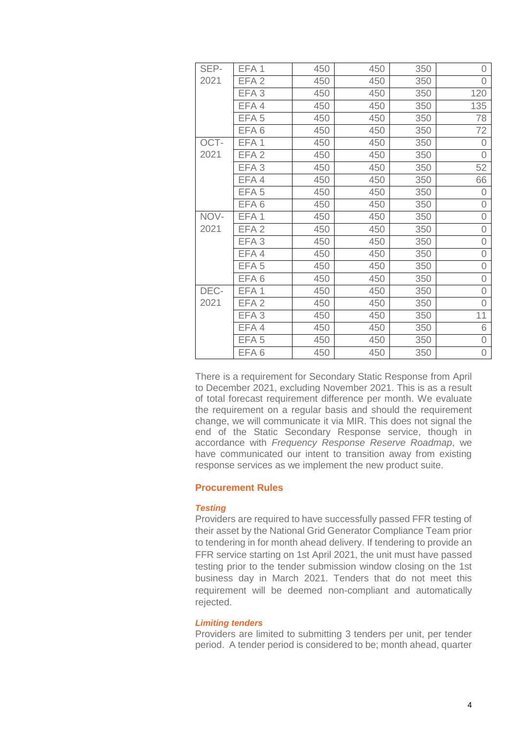| | | | | | |
|---|---|---|---|---|---|
| SEP-2021 | EFA 1 | 450 | 450 | 350 | 0 |
| | EFA 2 | 450 | 450 | 350 | 0 |
| | EFA 3 | 450 | 450 | 350 | 120 |
| | EFA 4 | 450 | 450 | 350 | 135 |
| | EFA 5 | 450 | 450 | 350 | 78 |
| | EFA 6 | 450 | 450 | 350 | 72 |
| OCT-2021 | EFA 1 | 450 | 450 | 350 | 0 |
| | EFA 2 | 450 | 450 | 350 | 0 |
| | EFA 3 | 450 | 450 | 350 | 52 |
| | EFA 4 | 450 | 450 | 350 | 66 |
| | EFA 5 | 450 | 450 | 350 | 0 |
| | EFA 6 | 450 | 450 | 350 | 0 |
| NOV-2021 | EFA 1 | 450 | 450 | 350 | 0 |
| | EFA 2 | 450 | 450 | 350 | 0 |
| | EFA 3 | 450 | 450 | 350 | 0 |
| | EFA 4 | 450 | 450 | 350 | 0 |
| | EFA 5 | 450 | 450 | 350 | 0 |
| | EFA 6 | 450 | 450 | 350 | 0 |
| DEC-2021 | EFA 1 | 450 | 450 | 350 | 0 |
| | EFA 2 | 450 | 450 | 350 | 0 |
| | EFA 3 | 450 | 450 | 350 | 11 |
| | EFA 4 | 450 | 450 | 350 | 6 |
| | EFA 5 | 450 | 450 | 350 | 0 |
| | EFA 6 | 450 | 450 | 350 | 0 |

There is a requirement for Secondary Static Response from April to December 2021, excluding November 2021. This is as a result of total forecast requirement difference per month. We evaluate the requirement on a regular basis and should the requirement change, we will communicate it via MIR. This does not signal the end of the Static Secondary Response service, though in accordance with *Frequency Response Reserve Roadmap*, we have communicated our intent to transition away from existing response services as we implement the new product suite.

## Procurement Rules

### *Testing*

Providers are required to have successfully passed FFR testing of their asset by the National Grid Generator Compliance Team prior to tendering in for month ahead delivery. If tendering to provide an FFR service starting on 1st April 2021, the unit must have passed testing prior to the tender submission window closing on the 1st business day in March 2021. Tenders that do not meet this requirement will be deemed non-compliant and automatically rejected.

### *Limiting tenders*

Providers are limited to submitting 3 tenders per unit, per tender period. A tender period is considered to be; month ahead, quarter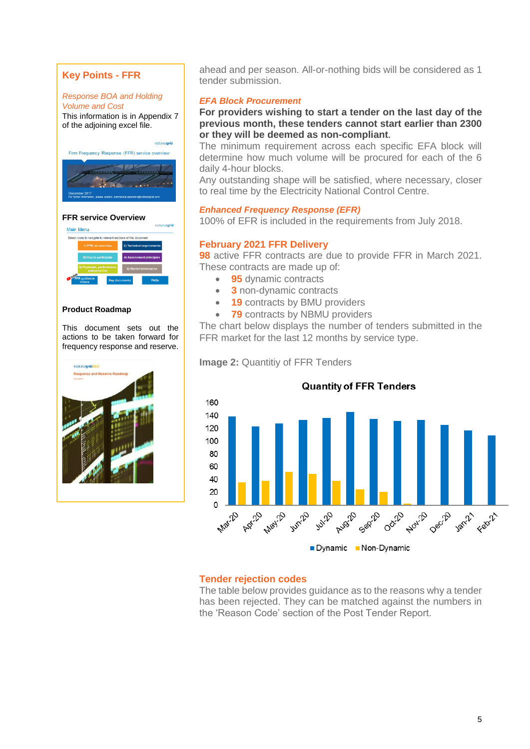## Key Points - FFR

*Response BOA and Holding Volume and Cost*

This information is in Appendix 7 of the adjoining excel file.

**FFR service Overview**

**Product Roadmap**

This document sets out the actions to be taken forward for frequency response and reserve.

ahead and per season. All-or-nothing bids will be considered as 1 tender submission.

### *EFA Block Procurement*

**For providers wishing to start a tender on the last day of the previous month, these tenders cannot start earlier than 2300 or they will be deemed as non-compliant.**

The minimum requirement across each specific EFA block will determine how much volume will be procured for each of the 6 daily 4-hour blocks.

Any outstanding shape will be satisfied, where necessary, closer to real time by the Electricity National Control Centre.

### *Enhanced Frequency Response (EFR)*

100% of EFR is included in the requirements from July 2018.

### February 2021 FFR Delivery

**98** active FFR contracts are due to provide FFR in March 2021. These contracts are made up of:

- **95** dynamic contracts
- **3** non-dynamic contracts
- **19** contracts by BMU providers
- **79** contracts by NBMU providers

The chart below displays the number of tenders submitted in the FFR market for the last 12 months by service type.

**Image 2:** Quantitiy of FFR Tenders

### Tender rejection codes

The table below provides guidance as to the reasons why a tender has been rejected. They can be matched against the numbers in the 'Reason Code' section of the Post Tender Report.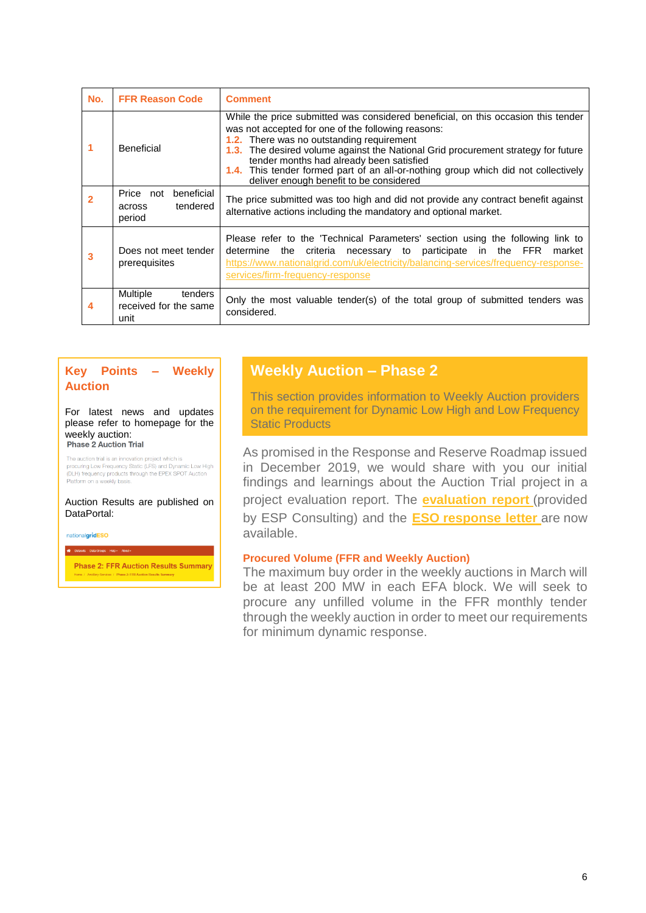| No. | FFR Reason Code | Comment |
|---|---|---|
| 1 | Beneficial | While the price submitted was considered beneficial, on this occasion this tender was not accepted for one of the following reasons:<br>1.2. There was no outstanding requirement<br>1.3. The desired volume against the National Grid procurement strategy for future tender months had already been satisfied<br>1.4. This tender formed part of an all-or-nothing group which did not collectively deliver enough benefit to be considered |
| 2 | Price not beneficial across tendered period | The price submitted was too high and did not provide any contract benefit against alternative actions including the mandatory and optional market. |
| 3 | Does not meet tender prerequisites | Please refer to the 'Technical Parameters' section using the following link to determine the criteria necessary to participate in the FFR market https://www.nationalgrid.com/uk/electricity/balancing-services/frequency-response-services/firm-frequency-response |
| 4 | Multiple tenders received for the same unit | Only the most valuable tender(s) of the total group of submitted tenders was considered. |

## Key Points – Weekly Auction

For latest news and updates please refer to homepage for the weekly auction:

**Phase 2 Auction Trial**

The auction trial is an innovation project which is procuring Low Frequency Static (LFS) and Dynamic Low High (DLH) frequency products through the EPEX SPOT Auction Platform on a weekly basis.

Auction Results are published on DataPortal:

nationalgridESO

Phase 2: FFR Auction Results Summary

## Weekly Auction – Phase 2

This section provides information to Weekly Auction providers on the requirement for Dynamic Low High and Low Frequency Static Products

As promised in the Response and Reserve Roadmap issued in December 2019, we would share with you our initial findings and learnings about the Auction Trial project in a project evaluation report. The **evaluation report** (provided by ESP Consulting) and the **ESO response letter** are now available.

### Procured Volume (FFR and Weekly Auction)

The maximum buy order in the weekly auctions in March will be at least 200 MW in each EFA block. We will seek to procure any unfilled volume in the FFR monthly tender through the weekly auction in order to meet our requirements for minimum dynamic response.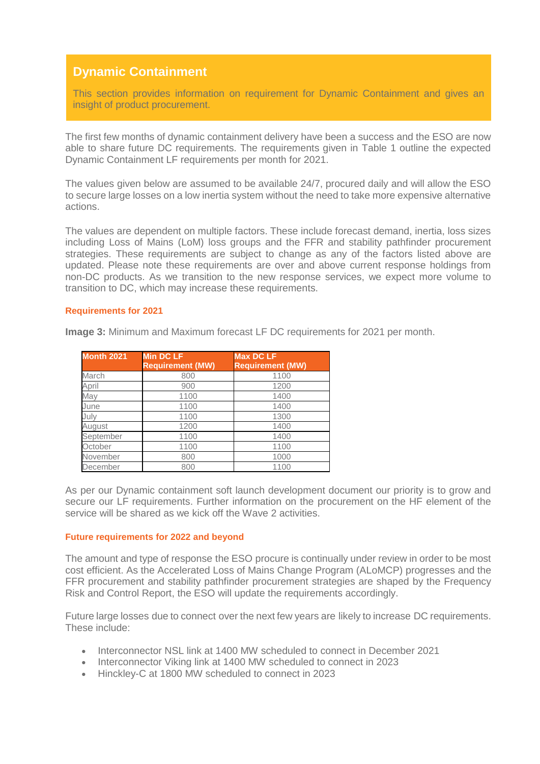## Dynamic Containment

This section provides information on requirement for Dynamic Containment and gives an insight of product procurement.

The first few months of dynamic containment delivery have been a success and the ESO are now able to share future DC requirements. The requirements given in Table 1 outline the expected Dynamic Containment LF requirements per month for 2021.

The values given below are assumed to be available 24/7, procured daily and will allow the ESO to secure large losses on a low inertia system without the need to take more expensive alternative actions.

The values are dependent on multiple factors. These include forecast demand, inertia, loss sizes including Loss of Mains (LoM) loss groups and the FFR and stability pathfinder procurement strategies. These requirements are subject to change as any of the factors listed above are updated. Please note these requirements are over and above current response holdings from non-DC products. As we transition to the new response services, we expect more volume to transition to DC, which may increase these requirements.

### Requirements for 2021

**Image 3:** Minimum and Maximum forecast LF DC requirements for 2021 per month.

| Month 2021 | Min DC LF Requirement (MW) | Max DC LF Requirement (MW) |
|---|---|---|
| March | 800 | 1100 |
| April | 900 | 1200 |
| May | 1100 | 1400 |
| June | 1100 | 1400 |
| July | 1100 | 1300 |
| August | 1200 | 1400 |
| September | 1100 | 1400 |
| October | 1100 | 1100 |
| November | 800 | 1000 |
| December | 800 | 1100 |

As per our Dynamic containment soft launch development document our priority is to grow and secure our LF requirements. Further information on the procurement on the HF element of the service will be shared as we kick off the Wave 2 activities.

### Future requirements for 2022 and beyond

The amount and type of response the ESO procure is continually under review in order to be most cost efficient. As the Accelerated Loss of Mains Change Program (ALoMCP) progresses and the FFR procurement and stability pathfinder procurement strategies are shaped by the Frequency Risk and Control Report, the ESO will update the requirements accordingly.

Future large losses due to connect over the next few years are likely to increase DC requirements. These include:

- Interconnector NSL link at 1400 MW scheduled to connect in December 2021
- Interconnector Viking link at 1400 MW scheduled to connect in 2023
- Hinckley-C at 1800 MW scheduled to connect in 2023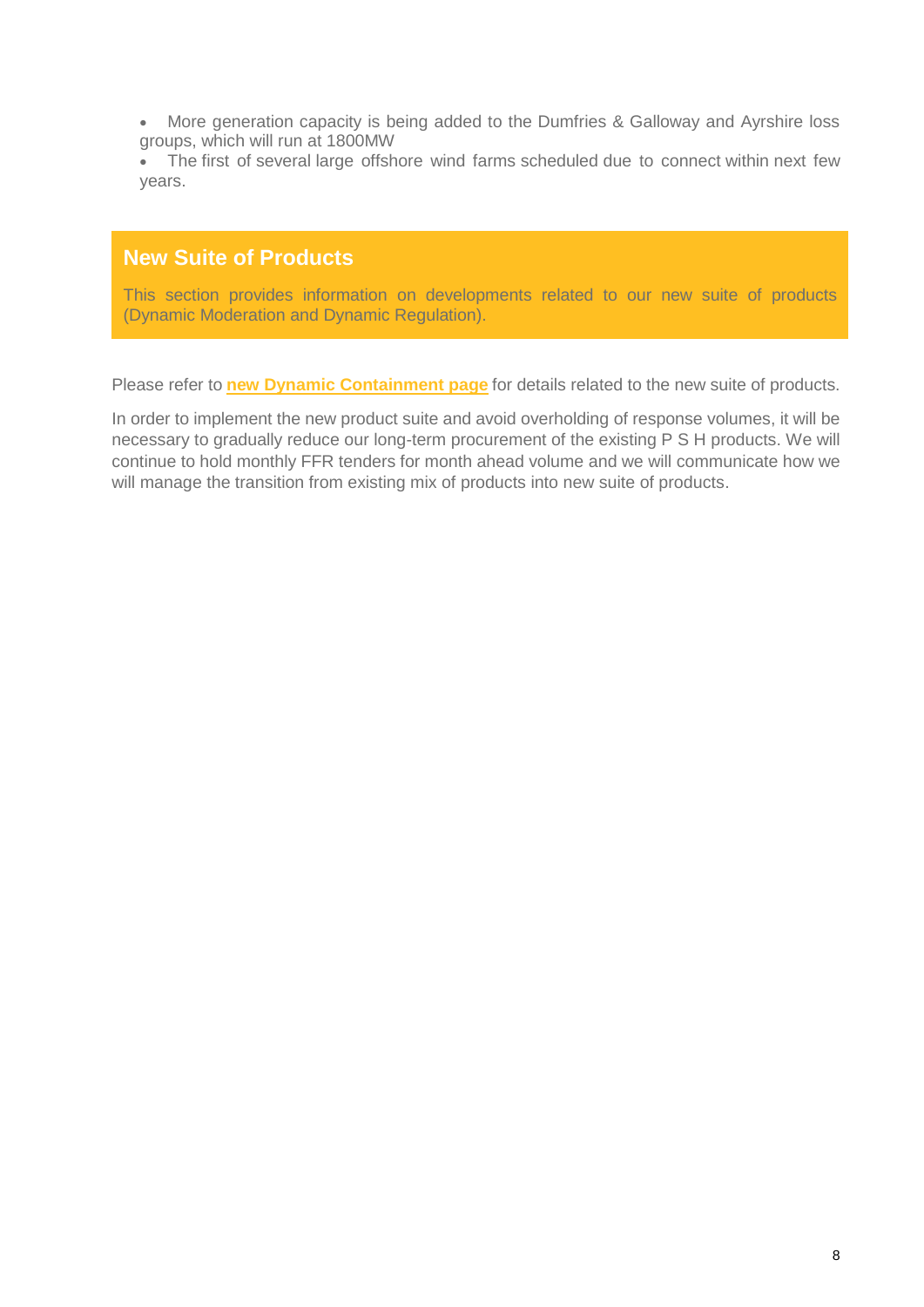- More generation capacity is being added to the Dumfries & Galloway and Ayrshire loss groups, which will run at 1800MW
- The first of several large offshore wind farms scheduled due to connect within next few years.

## New Suite of Products

This section provides information on developments related to our new suite of products (Dynamic Moderation and Dynamic Regulation).

Please refer to **new Dynamic Containment page** for details related to the new suite of products.

In order to implement the new product suite and avoid overholding of response volumes, it will be necessary to gradually reduce our long-term procurement of the existing P S H products. We will continue to hold monthly FFR tenders for month ahead volume and we will communicate how we will manage the transition from existing mix of products into new suite of products.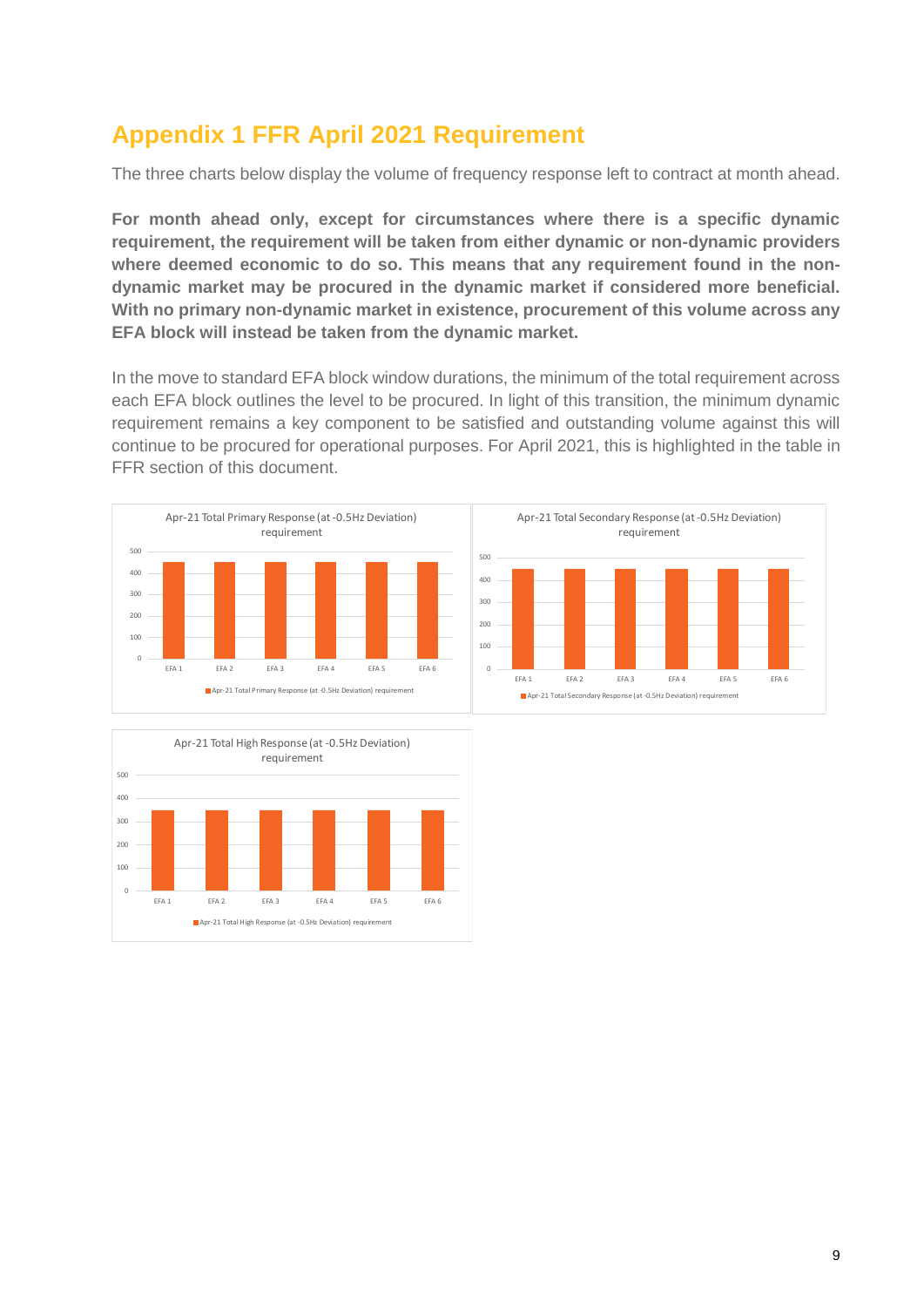## Appendix 1 FFR April 2021 Requirement

The three charts below display the volume of frequency response left to contract at month ahead.

**For month ahead only, except for circumstances where there is a specific dynamic requirement, the requirement will be taken from either dynamic or non-dynamic providers where deemed economic to do so. This means that any requirement found in the non-dynamic market may be procured in the dynamic market if considered more beneficial. With no primary non-dynamic market in existence, procurement of this volume across any EFA block will instead be taken from the dynamic market.**

In the move to standard EFA block window durations, the minimum of the total requirement across each EFA block outlines the level to be procured. In light of this transition, the minimum dynamic requirement remains a key component to be satisfied and outstanding volume against this will continue to be procured for operational purposes. For April 2021, this is highlighted in the table in FFR section of this document.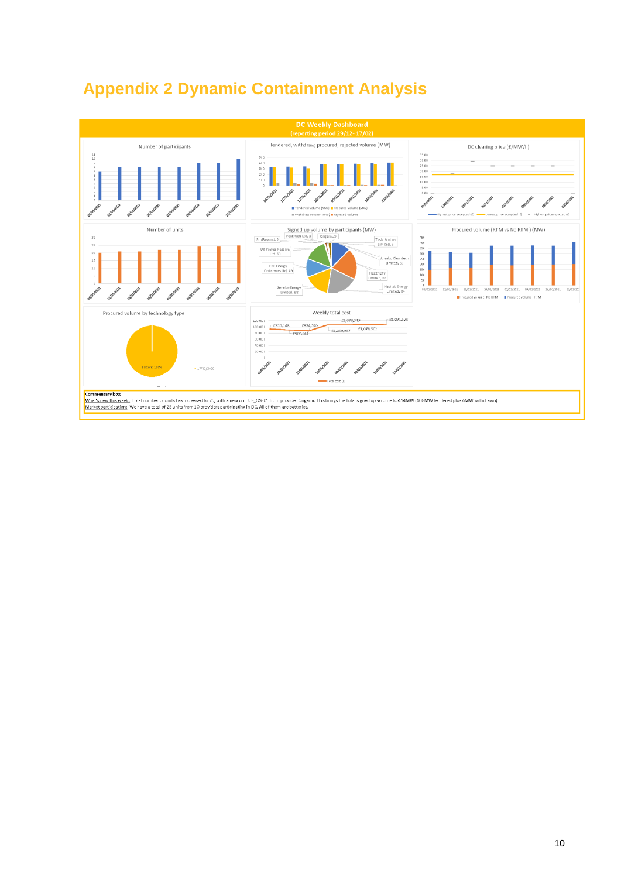# Appendix 2 Dynamic Containment Analysis

**DC Weekly Dashboard**
(reporting period 29/12 - 17/02)

Number of participants

Tendered, withdraw, procured, rejected volume (MW)

DC clearing price (£/MW/h)

Number of units

Signed up volume by participants (MW)

Procured volume (RTM vs No RTM) (MW)

Procured volume by technology type

Weekly total cost

**Commentary box:**

What's new this week: Total number of units has increased to 25, with a new unit UF_OSS01 from provider Origami. This brings the total signed up volume to 414MW (408MW tendered plus 6MW withdrawn).

Market participation: We have a total of 25 units from 10 providers participating in DC. All of them are batteries.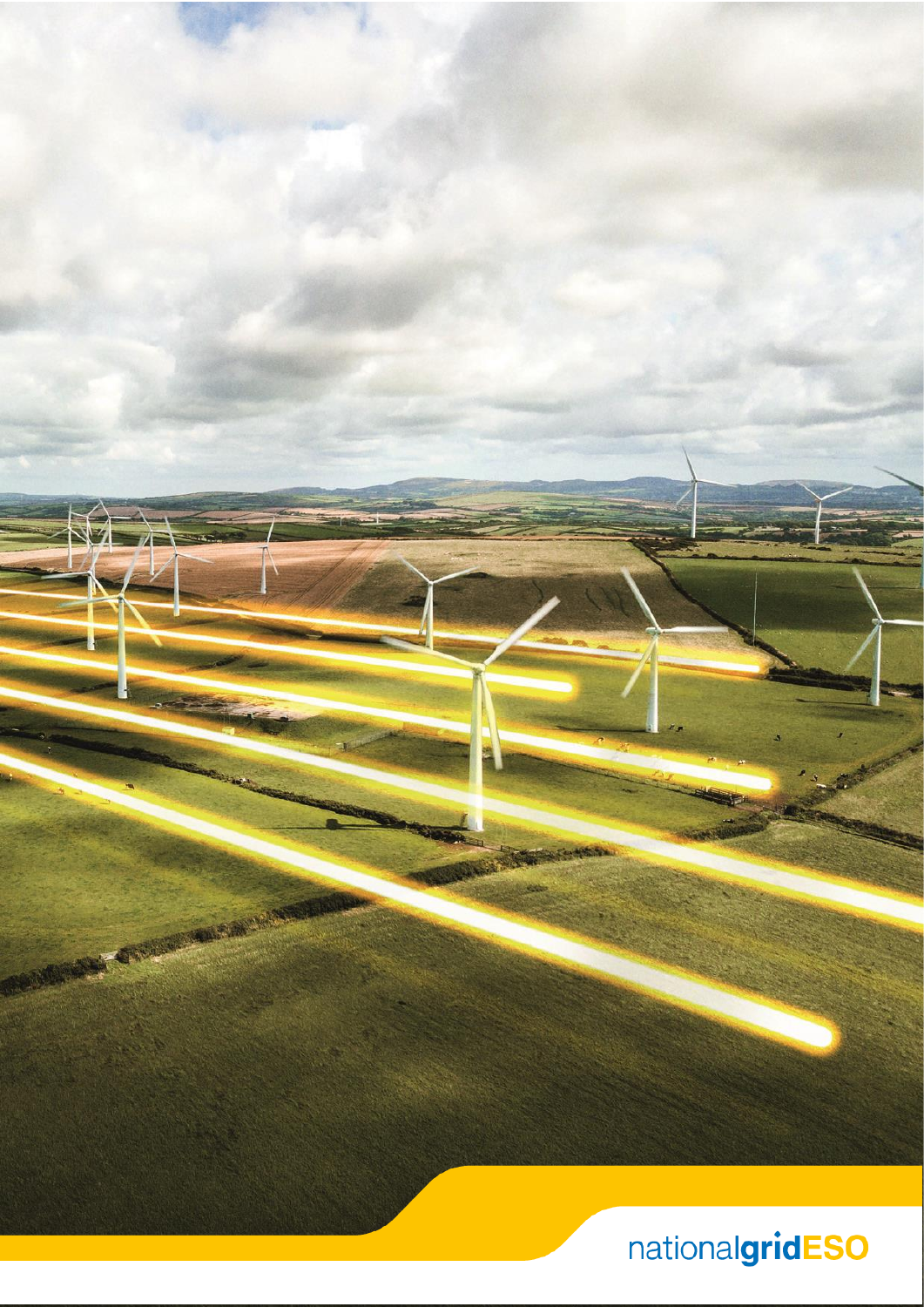nationalgridESO